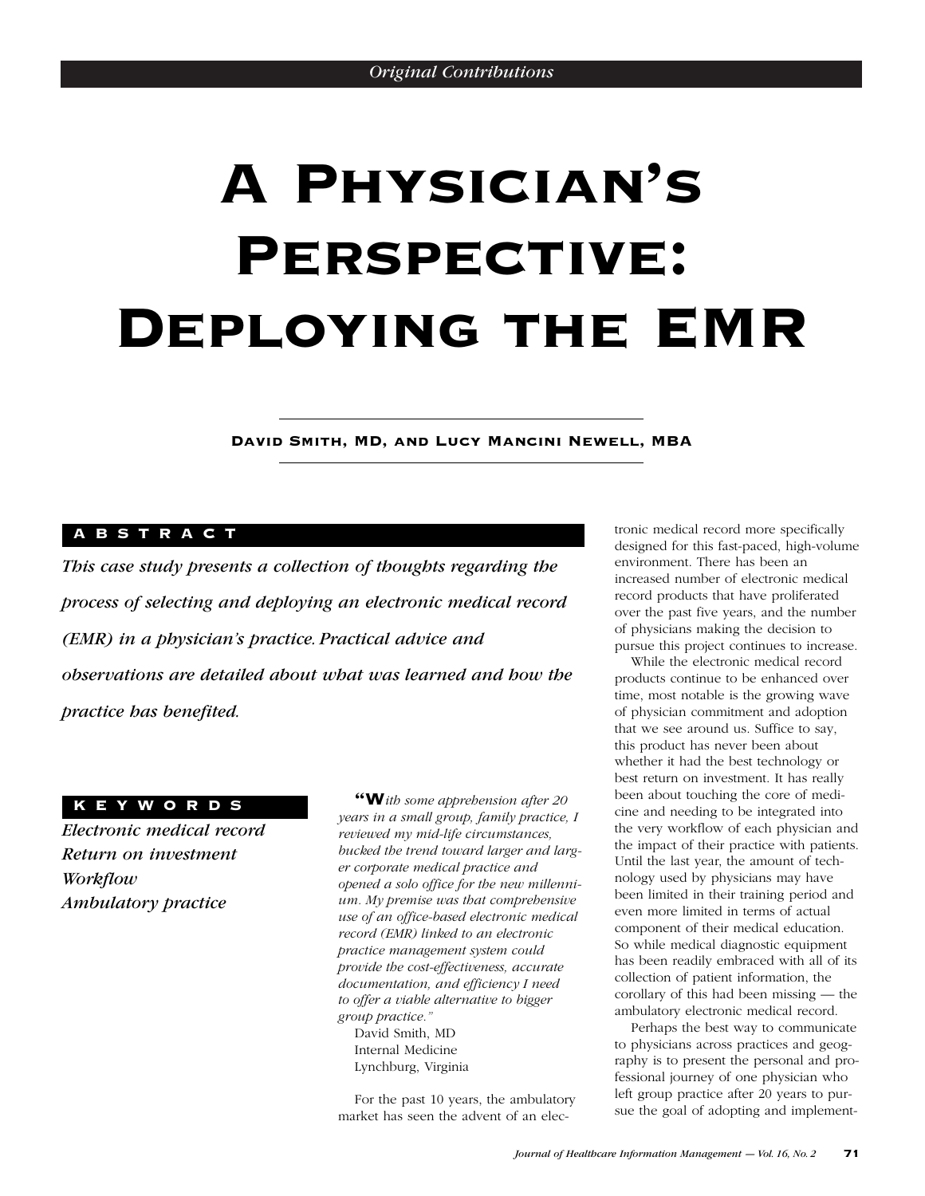*Original Contributions*

# A Physician's Perspective: Deploying the EMR

**David Smith, MD, and Lucy Mancini Newell, MBA**

## ABSTRACT

*This case study presents a collection of thoughts regarding the process of selecting and deploying an electronic medical record (EMR) in a physician's practice. Practical advice and observations are detailed about what was learned and how the practice has benefited.*

## KEYWORDS

*Electronic medical record*
*Return on investment*
*Workflow*
*Ambulatory practice*

**"W***ith some apprehension after 20 years in a small group, family practice, I reviewed my mid-life circumstances, bucked the trend toward larger and larger corporate medical practice and opened a solo office for the new millennium. My premise was that comprehensive use of an office-based electronic medical record (EMR) linked to an electronic practice management system could provide the cost-effectiveness, accurate documentation, and efficiency I need to offer a viable alternative to bigger group practice."*

David Smith, MD
Internal Medicine
Lynchburg, Virginia

For the past 10 years, the ambulatory market has seen the advent of an electronic medical record more specifically designed for this fast-paced, high-volume environment. There has been an increased number of electronic medical record products that have proliferated over the past five years, and the number of physicians making the decision to pursue this project continues to increase.

While the electronic medical record products continue to be enhanced over time, most notable is the growing wave of physician commitment and adoption that we see around us. Suffice to say, this product has never been about whether it had the best technology or best return on investment. It has really been about touching the core of medicine and needing to be integrated into the very workflow of each physician and the impact of their practice with patients. Until the last year, the amount of technology used by physicians may have been limited in their training period and even more limited in terms of actual component of their medical education. So while medical diagnostic equipment has been readily embraced with all of its collection of patient information, the corollary of this had been missing — the ambulatory electronic medical record.

Perhaps the best way to communicate to physicians across practices and geography is to present the personal and professional journey of one physician who left group practice after 20 years to pursue the goal of adopting and implement-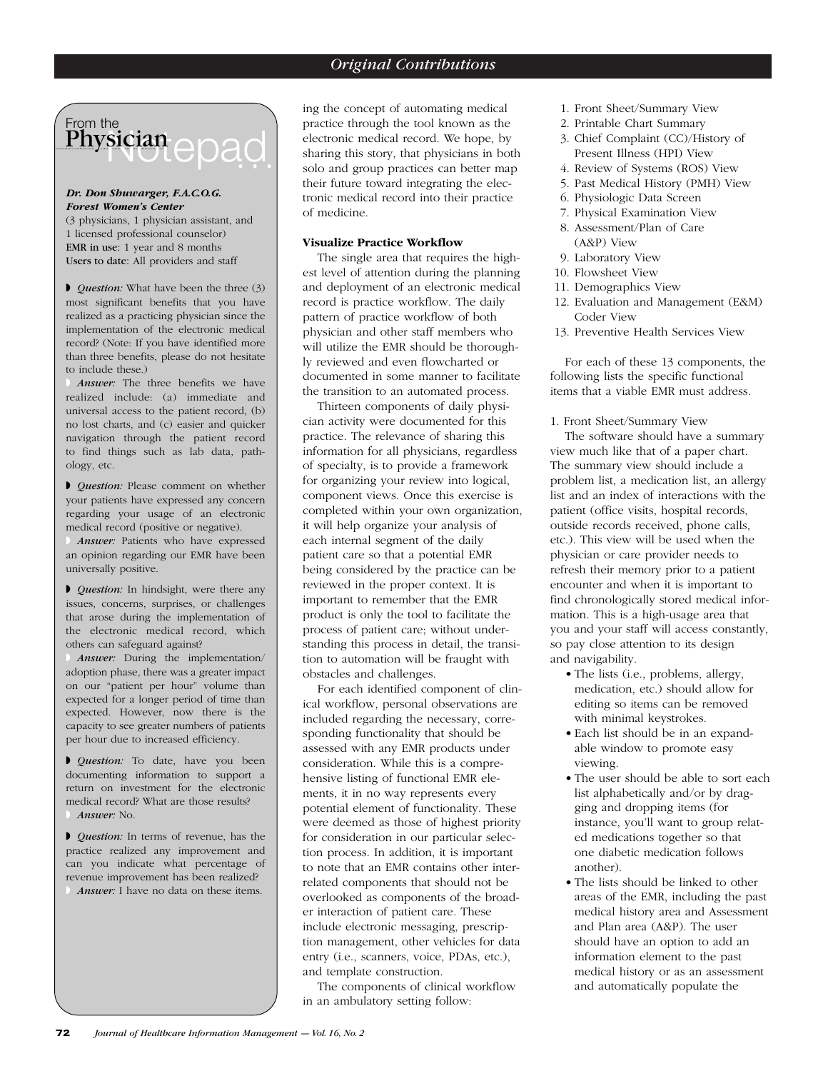## From the Physician Notepad

***Dr. Don Shuwarger, F.A.C.O.G.***
***Forest Women's Center***
(3 physicians, 1 physician assistant, and 1 licensed professional counselor)
**EMR in use**: 1 year and 8 months
**Users to date**: All providers and staff

◗ *Question:* What have been the three (3) most significant benefits that you have realized as a practicing physician since the implementation of the electronic medical record? (Note: If you have identified more than three benefits, please do not hesitate to include these.)

◗ *Answer:* The three benefits we have realized include: (a) immediate and universal access to the patient record, (b) no lost charts, and (c) easier and quicker navigation through the patient record to find things such as lab data, pathology, etc.

◗ *Question:* Please comment on whether your patients have expressed any concern regarding your usage of an electronic medical record (positive or negative).

◗ *Answer:* Patients who have expressed an opinion regarding our EMR have been universally positive.

◗ *Question:* In hindsight, were there any issues, concerns, surprises, or challenges that arose during the implementation of the electronic medical record, which others can safeguard against?

◗ *Answer:* During the implementation/adoption phase, there was a greater impact on our "patient per hour" volume than expected for a longer period of time than expected. However, now there is the capacity to see greater numbers of patients per hour due to increased efficiency.

◗ *Question:* To date, have you been documenting information to support a return on investment for the electronic medical record? What are those results?

◗ *Answer:* No.

◗ *Question:* In terms of revenue, has the practice realized any improvement and can you indicate what percentage of revenue improvement has been realized?

◗ *Answer:* I have no data on these items.

ing the concept of automating medical practice through the tool known as the electronic medical record. We hope, by sharing this story, that physicians in both solo and group practices can better map their future toward integrating the electronic medical record into their practice of medicine.

### Visualize Practice Workflow

The single area that requires the highest level of attention during the planning and deployment of an electronic medical record is practice workflow. The daily pattern of practice workflow of both physician and other staff members who will utilize the EMR should be thoroughly reviewed and even flowcharted or documented in some manner to facilitate the transition to an automated process.

Thirteen components of daily physician activity were documented for this practice. The relevance of sharing this information for all physicians, regardless of specialty, is to provide a framework for organizing your review into logical, component views. Once this exercise is completed within your own organization, it will help organize your analysis of each internal segment of the daily patient care so that a potential EMR being considered by the practice can be reviewed in the proper context. It is important to remember that the EMR product is only the tool to facilitate the process of patient care; without understanding this process in detail, the transition to automation will be fraught with obstacles and challenges.

For each identified component of clinical workflow, personal observations are included regarding the necessary, corresponding functionality that should be assessed with any EMR products under consideration. While this is a comprehensive listing of functional EMR elements, it in no way represents every potential element of functionality. These were deemed as those of highest priority for consideration in our particular selection process. In addition, it is important to note that an EMR contains other interrelated components that should not be overlooked as components of the broader interaction of patient care. These include electronic messaging, prescription management, other vehicles for data entry (i.e., scanners, voice, PDAs, etc.), and template construction.

The components of clinical workflow in an ambulatory setting follow:

1. Front Sheet/Summary View
2. Printable Chart Summary
3. Chief Complaint (CC)/History of Present Illness (HPI) View
4. Review of Systems (ROS) View
5. Past Medical History (PMH) View
6. Physiologic Data Screen
7. Physical Examination View
8. Assessment/Plan of Care (A&P) View
9. Laboratory View
10. Flowsheet View
11. Demographics View
12. Evaluation and Management (E&M) Coder View
13. Preventive Health Services View

For each of these 13 components, the following lists the specific functional items that a viable EMR must address.

1. Front Sheet/Summary View

The software should have a summary view much like that of a paper chart. The summary view should include a problem list, a medication list, an allergy list and an index of interactions with the patient (office visits, hospital records, outside records received, phone calls, etc.). This view will be used when the physician or care provider needs to refresh their memory prior to a patient encounter and when it is important to find chronologically stored medical information. This is a high-usage area that you and your staff will access constantly, so pay close attention to its design and navigability.

- The lists (i.e., problems, allergy, medication, etc.) should allow for editing so items can be removed with minimal keystrokes.
- Each list should be in an expandable window to promote easy viewing.
- The user should be able to sort each list alphabetically and/or by dragging and dropping items (for instance, you'll want to group related medications together so that one diabetic medication follows another).
- The lists should be linked to other areas of the EMR, including the past medical history area and Assessment and Plan area (A&P). The user should have an option to add an information element to the past medical history or as an assessment and automatically populate the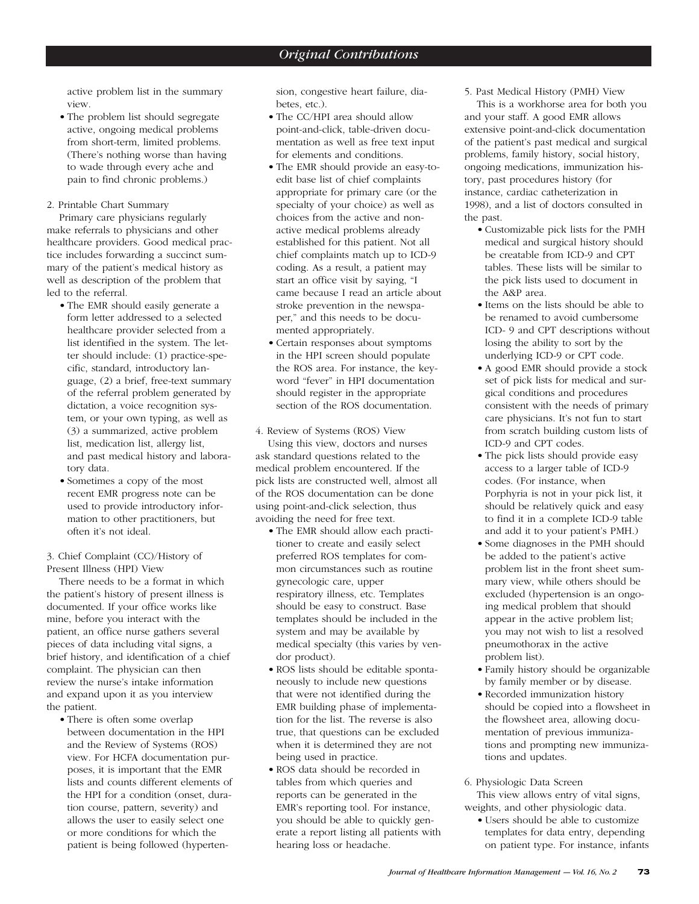active problem list in the summary view.

- The problem list should segregate active, ongoing medical problems from short-term, limited problems. (There's nothing worse than having to wade through every ache and pain to find chronic problems.)

2. Printable Chart Summary

Primary care physicians regularly make referrals to physicians and other healthcare providers. Good medical practice includes forwarding a succinct summary of the patient's medical history as well as description of the problem that led to the referral.

- The EMR should easily generate a form letter addressed to a selected healthcare provider selected from a list identified in the system. The letter should include: (1) practice-specific, standard, introductory language, (2) a brief, free-text summary of the referral problem generated by dictation, a voice recognition system, or your own typing, as well as (3) a summarized, active problem list, medication list, allergy list, and past medical history and laboratory data.
- Sometimes a copy of the most recent EMR progress note can be used to provide introductory information to other practitioners, but often it's not ideal.

3. Chief Complaint (CC)/History of Present Illness (HPI) View

There needs to be a format in which the patient's history of present illness is documented. If your office works like mine, before you interact with the patient, an office nurse gathers several pieces of data including vital signs, a brief history, and identification of a chief complaint. The physician can then review the nurse's intake information and expand upon it as you interview the patient.

- There is often some overlap between documentation in the HPI and the Review of Systems (ROS) view. For HCFA documentation purposes, it is important that the EMR lists and counts different elements of the HPI for a condition (onset, duration course, pattern, severity) and allows the user to easily select one or more conditions for which the patient is being followed (hypertension, congestive heart failure, diabetes, etc.).
- The CC/HPI area should allow point-and-click, table-driven documentation as well as free text input for elements and conditions.
- The EMR should provide an easy-to-edit base list of chief complaints appropriate for primary care (or the specialty of your choice) as well as choices from the active and non-active medical problems already established for this patient. Not all chief complaints match up to ICD-9 coding. As a result, a patient may start an office visit by saying, "I came because I read an article about stroke prevention in the newspaper," and this needs to be documented appropriately.
- Certain responses about symptoms in the HPI screen should populate the ROS area. For instance, the keyword "fever" in HPI documentation should register in the appropriate section of the ROS documentation.

4. Review of Systems (ROS) View

Using this view, doctors and nurses ask standard questions related to the medical problem encountered. If the pick lists are constructed well, almost all of the ROS documentation can be done using point-and-click selection, thus avoiding the need for free text.

- The EMR should allow each practitioner to create and easily select preferred ROS templates for common circumstances such as routine gynecologic care, upper respiratory illness, etc. Templates should be easy to construct. Base templates should be included in the system and may be available by medical specialty (this varies by vendor product).
- ROS lists should be editable spontaneously to include new questions that were not identified during the EMR building phase of implementation for the list. The reverse is also true, that questions can be excluded when it is determined they are not being used in practice.
- ROS data should be recorded in tables from which queries and reports can be generated in the EMR's reporting tool. For instance, you should be able to quickly generate a report listing all patients with hearing loss or headache.

5. Past Medical History (PMH) View

This is a workhorse area for both you and your staff. A good EMR allows extensive point-and-click documentation of the patient's past medical and surgical problems, family history, social history, ongoing medications, immunization history, past procedures history (for instance, cardiac catheterization in 1998), and a list of doctors consulted in the past.

- Customizable pick lists for the PMH medical and surgical history should be creatable from ICD-9 and CPT tables. These lists will be similar to the pick lists used to document in the A&P area.
- Items on the lists should be able to be renamed to avoid cumbersome ICD- 9 and CPT descriptions without losing the ability to sort by the underlying ICD-9 or CPT code.
- A good EMR should provide a stock set of pick lists for medical and surgical conditions and procedures consistent with the needs of primary care physicians. It's not fun to start from scratch building custom lists of ICD-9 and CPT codes.
- The pick lists should provide easy access to a larger table of ICD-9 codes. (For instance, when Porphyria is not in your pick list, it should be relatively quick and easy to find it in a complete ICD-9 table and add it to your patient's PMH.)
- Some diagnoses in the PMH should be added to the patient's active problem list in the front sheet summary view, while others should be excluded (hypertension is an ongoing medical problem that should appear in the active problem list; you may not wish to list a resolved pneumothorax in the active problem list).
- Family history should be organizable by family member or by disease.
- Recorded immunization history should be copied into a flowsheet in the flowsheet area, allowing documentation of previous immunizations and prompting new immunizations and updates.

6. Physiologic Data Screen

This view allows entry of vital signs, weights, and other physiologic data.

- Users should be able to customize templates for data entry, depending on patient type. For instance, infants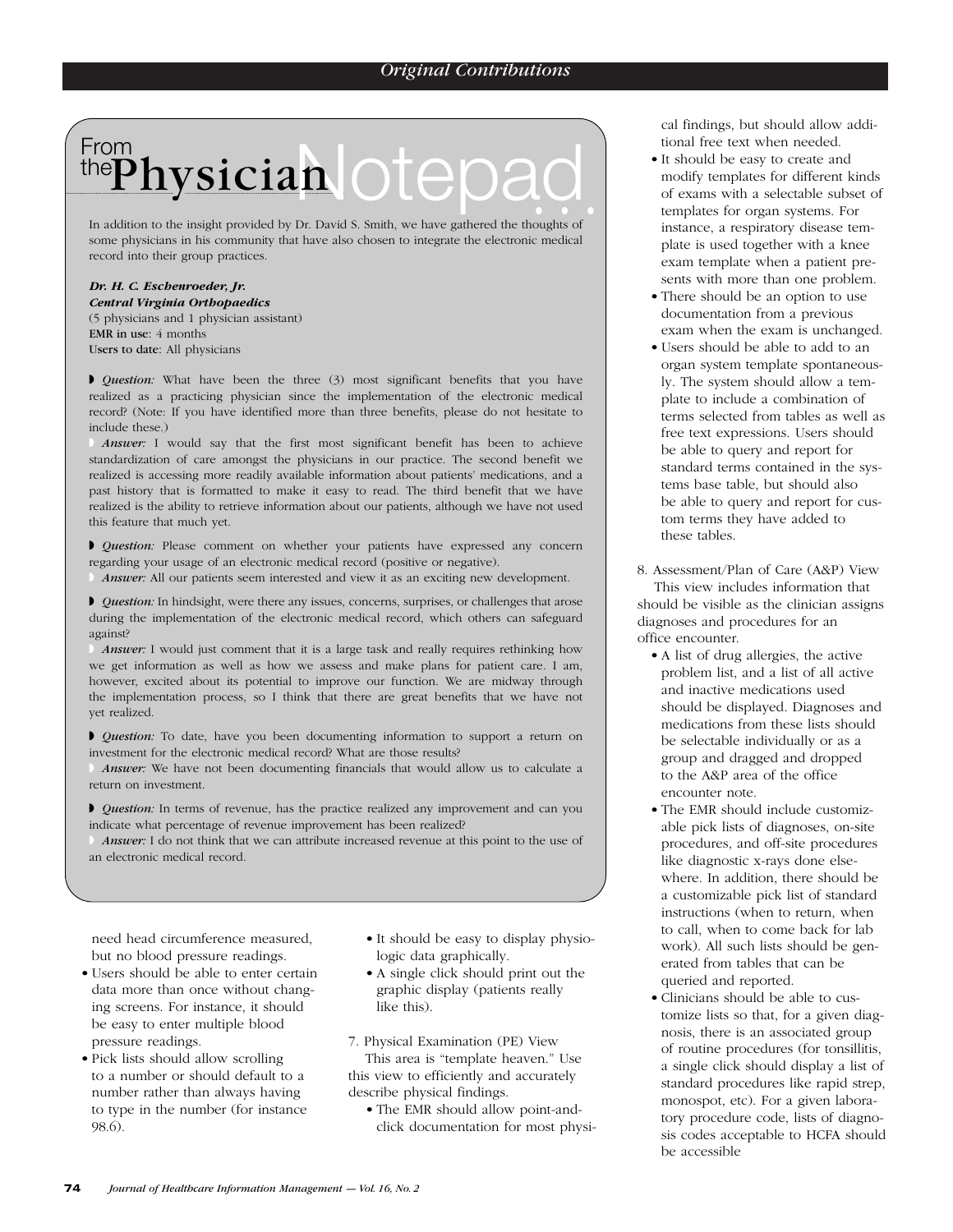# From the Physician Notepad...

In addition to the insight provided by Dr. David S. Smith, we have gathered the thoughts of some physicians in his community that have also chosen to integrate the electronic medical record into their group practices.

***Dr. H. C. Eschenroeder, Jr.***
***Central Virginia Orthopaedics***
(5 physicians and 1 physician assistant)
**EMR in use**: 4 months
**Users to date**: All physicians

◗ *Question:* What have been the three (3) most significant benefits that you have realized as a practicing physician since the implementation of the electronic medical record? (Note: If you have identified more than three benefits, please do not hesitate to include these.)
◗ *Answer:* I would say that the first most significant benefit has been to achieve standardization of care amongst the physicians in our practice. The second benefit we realized is accessing more readily available information about patients' medications, and a past history that is formatted to make it easy to read. The third benefit that we have realized is the ability to retrieve information about our patients, although we have not used this feature that much yet.

◗ *Question:* Please comment on whether your patients have expressed any concern regarding your usage of an electronic medical record (positive or negative).
◗ *Answer:* All our patients seem interested and view it as an exciting new development.

◗ *Question:* In hindsight, were there any issues, concerns, surprises, or challenges that arose during the implementation of the electronic medical record, which others can safeguard against?
◗ *Answer:* I would just comment that it is a large task and really requires rethinking how we get information as well as how we assess and make plans for patient care. I am, however, excited about its potential to improve our function. We are midway through the implementation process, so I think that there are great benefits that we have not yet realized.

◗ *Question:* To date, have you been documenting information to support a return on investment for the electronic medical record? What are those results?
◗ *Answer:* We have not been documenting financials that would allow us to calculate a return on investment.

◗ *Question:* In terms of revenue, has the practice realized any improvement and can you indicate what percentage of revenue improvement has been realized?
◗ *Answer:* I do not think that we can attribute increased revenue at this point to the use of an electronic medical record.

need head circumference measured, but no blood pressure readings.

- Users should be able to enter certain data more than once without changing screens. For instance, it should be easy to enter multiple blood pressure readings.
- Pick lists should allow scrolling to a number or should default to a number rather than always having to type in the number (for instance 98.6).
- It should be easy to display physiologic data graphically.
- A single click should print out the graphic display (patients really like this).

7. Physical Examination (PE) View
This area is "template heaven." Use this view to efficiently and accurately describe physical findings.

- The EMR should allow point-and-click documentation for most physical findings, but should allow additional free text when needed.
- It should be easy to create and modify templates for different kinds of exams with a selectable subset of templates for organ systems. For instance, a respiratory disease template is used together with a knee exam template when a patient presents with more than one problem.
- There should be an option to use documentation from a previous exam when the exam is unchanged.
- Users should be able to add to an organ system template spontaneously. The system should allow a template to include a combination of terms selected from tables as well as free text expressions. Users should be able to query and report for standard terms contained in the systems base table, but should also be able to query and report for custom terms they have added to these tables.

8. Assessment/Plan of Care (A&P) View
This view includes information that should be visible as the clinician assigns diagnoses and procedures for an office encounter.

- A list of drug allergies, the active problem list, and a list of all active and inactive medications used should be displayed. Diagnoses and medications from these lists should be selectable individually or as a group and dragged and dropped to the A&P area of the office encounter note.
- The EMR should include customizable pick lists of diagnoses, on-site procedures, and off-site procedures like diagnostic x-rays done elsewhere. In addition, there should be a customizable pick list of standard instructions (when to return, when to call, when to come back for lab work). All such lists should be generated from tables that can be queried and reported.
- Clinicians should be able to customize lists so that, for a given diagnosis, there is an associated group of routine procedures (for tonsillitis, a single click should display a list of standard procedures like rapid strep, monospot, etc). For a given laboratory procedure code, lists of diagnosis codes acceptable to HCFA should be accessible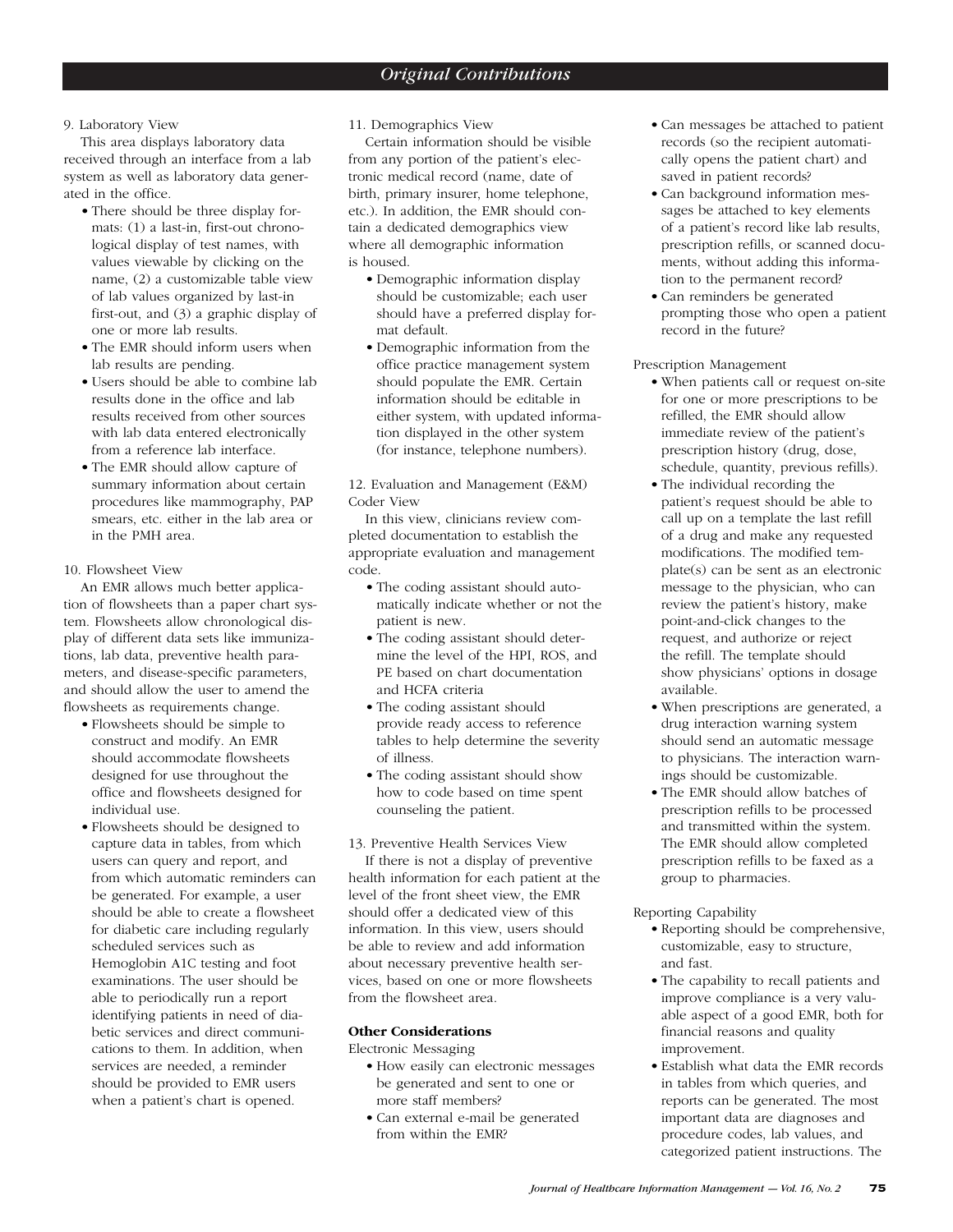9. Laboratory View

This area displays laboratory data received through an interface from a lab system as well as laboratory data generated in the office.

- There should be three display formats: (1) a last-in, first-out chronological display of test names, with values viewable by clicking on the name, (2) a customizable table view of lab values organized by last-in first-out, and (3) a graphic display of one or more lab results.
- The EMR should inform users when lab results are pending.
- Users should be able to combine lab results done in the office and lab results received from other sources with lab data entered electronically from a reference lab interface.
- The EMR should allow capture of summary information about certain procedures like mammography, PAP smears, etc. either in the lab area or in the PMH area.

10. Flowsheet View

An EMR allows much better application of flowsheets than a paper chart system. Flowsheets allow chronological display of different data sets like immunizations, lab data, preventive health parameters, and disease-specific parameters, and should allow the user to amend the flowsheets as requirements change.

- Flowsheets should be simple to construct and modify. An EMR should accommodate flowsheets designed for use throughout the office and flowsheets designed for individual use.
- Flowsheets should be designed to capture data in tables, from which users can query and report, and from which automatic reminders can be generated. For example, a user should be able to create a flowsheet for diabetic care including regularly scheduled services such as Hemoglobin A1C testing and foot examinations. The user should be able to periodically run a report identifying patients in need of diabetic services and direct communications to them. In addition, when services are needed, a reminder should be provided to EMR users when a patient's chart is opened.

11. Demographics View

Certain information should be visible from any portion of the patient's electronic medical record (name, date of birth, primary insurer, home telephone, etc.). In addition, the EMR should contain a dedicated demographics view where all demographic information is housed.

- Demographic information display should be customizable; each user should have a preferred display format default.
- Demographic information from the office practice management system should populate the EMR. Certain information should be editable in either system, with updated information displayed in the other system (for instance, telephone numbers).

12. Evaluation and Management (E&M) Coder View

In this view, clinicians review completed documentation to establish the appropriate evaluation and management code.

- The coding assistant should automatically indicate whether or not the patient is new.
- The coding assistant should determine the level of the HPI, ROS, and PE based on chart documentation and HCFA criteria
- The coding assistant should provide ready access to reference tables to help determine the severity of illness.
- The coding assistant should show how to code based on time spent counseling the patient.

13. Preventive Health Services View

If there is not a display of preventive health information for each patient at the level of the front sheet view, the EMR should offer a dedicated view of this information. In this view, users should be able to review and add information about necessary preventive health services, based on one or more flowsheets from the flowsheet area.

### Other Considerations

Electronic Messaging

- How easily can electronic messages be generated and sent to one or more staff members?
- Can external e-mail be generated from within the EMR?
- Can messages be attached to patient records (so the recipient automatically opens the patient chart) and saved in patient records?
- Can background information messages be attached to key elements of a patient's record like lab results, prescription refills, or scanned documents, without adding this information to the permanent record?
- Can reminders be generated prompting those who open a patient record in the future?

Prescription Management

- When patients call or request on-site for one or more prescriptions to be refilled, the EMR should allow immediate review of the patient's prescription history (drug, dose, schedule, quantity, previous refills).
- The individual recording the patient's request should be able to call up on a template the last refill of a drug and make any requested modifications. The modified template(s) can be sent as an electronic message to the physician, who can review the patient's history, make point-and-click changes to the request, and authorize or reject the refill. The template should show physicians' options in dosage available.
- When prescriptions are generated, a drug interaction warning system should send an automatic message to physicians. The interaction warnings should be customizable.
- The EMR should allow batches of prescription refills to be processed and transmitted within the system. The EMR should allow completed prescription refills to be faxed as a group to pharmacies.

Reporting Capability

- Reporting should be comprehensive, customizable, easy to structure, and fast.
- The capability to recall patients and improve compliance is a very valuable aspect of a good EMR, both for financial reasons and quality improvement.
- Establish what data the EMR records in tables from which queries, and reports can be generated. The most important data are diagnoses and procedure codes, lab values, and categorized patient instructions. The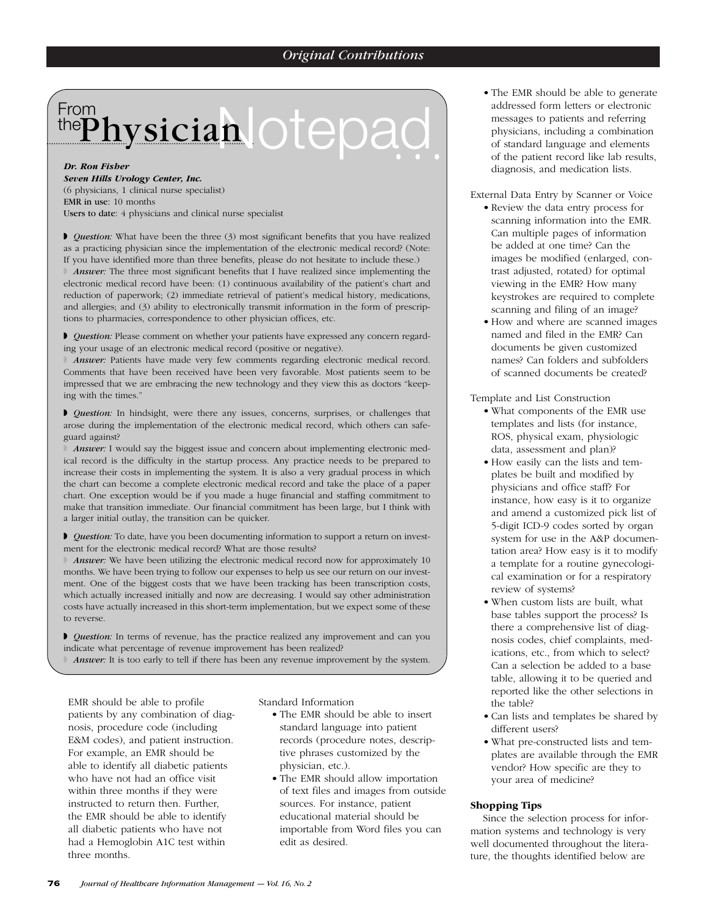## From the Physician Notepad . . .

***Dr. Ron Fisher***
***Seven Hills Urology Center, Inc.***
(6 physicians, 1 clinical nurse specialist)
**EMR in use**: 10 months
**Users to date**: 4 physicians and clinical nurse specialist

◗ *Question:* What have been the three (3) most significant benefits that you have realized as a practicing physician since the implementation of the electronic medical record? (Note: If you have identified more than three benefits, please do not hesitate to include these.)

◗ *Answer:* The three most significant benefits that I have realized since implementing the electronic medical record have been: (1) continuous availability of the patient's chart and reduction of paperwork; (2) immediate retrieval of patient's medical history, medications, and allergies; and (3) ability to electronically transmit information in the form of prescriptions to pharmacies, correspondence to other physician offices, etc.

◗ *Question:* Please comment on whether your patients have expressed any concern regarding your usage of an electronic medical record (positive or negative).

◗ *Answer:* Patients have made very few comments regarding electronic medical record. Comments that have been received have been very favorable. Most patients seem to be impressed that we are embracing the new technology and they view this as doctors "keeping with the times."

◗ *Question:* In hindsight, were there any issues, concerns, surprises, or challenges that arose during the implementation of the electronic medical record, which others can safeguard against?

◗ *Answer:* I would say the biggest issue and concern about implementing electronic medical record is the difficulty in the startup process. Any practice needs to be prepared to increase their costs in implementing the system. It is also a very gradual process in which the chart can become a complete electronic medical record and take the place of a paper chart. One exception would be if you made a huge financial and staffing commitment to make that transition immediate. Our financial commitment has been large, but I think with a larger initial outlay, the transition can be quicker.

◗ *Question:* To date, have you been documenting information to support a return on investment for the electronic medical record? What are those results?

◗ *Answer:* We have been utilizing the electronic medical record now for approximately 10 months. We have been trying to follow our expenses to help us see our return on our investment. One of the biggest costs that we have been tracking has been transcription costs, which actually increased initially and now are decreasing. I would say other administration costs have actually increased in this short-term implementation, but we expect some of these to reverse.

◗ *Question:* In terms of revenue, has the practice realized any improvement and can you indicate what percentage of revenue improvement has been realized?

◗ *Answer:* It is too early to tell if there has been any revenue improvement by the system.

EMR should be able to profile patients by any combination of diagnosis, procedure code (including E&M codes), and patient instruction. For example, an EMR should be able to identify all diabetic patients who have not had an office visit within three months if they were instructed to return then. Further, the EMR should be able to identify all diabetic patients who have not had a Hemoglobin A1C test within three months.

Standard Information

- The EMR should be able to insert standard language into patient records (procedure notes, descriptive phrases customized by the physician, etc.).
- The EMR should allow importation of text files and images from outside sources. For instance, patient educational material should be importable from Word files you can edit as desired.
- The EMR should be able to generate addressed form letters or electronic messages to patients and referring physicians, including a combination of standard language and elements of the patient record like lab results, diagnosis, and medication lists.

External Data Entry by Scanner or Voice

- Review the data entry process for scanning information into the EMR. Can multiple pages of information be added at one time? Can the images be modified (enlarged, contrast adjusted, rotated) for optimal viewing in the EMR? How many keystrokes are required to complete scanning and filing of an image?
- How and where are scanned images named and filed in the EMR? Can documents be given customized names? Can folders and subfolders of scanned documents be created?

Template and List Construction

- What components of the EMR use templates and lists (for instance, ROS, physical exam, physiologic data, assessment and plan)?
- How easily can the lists and templates be built and modified by physicians and office staff? For instance, how easy is it to organize and amend a customized pick list of 5-digit ICD-9 codes sorted by organ system for use in the A&P documentation area? How easy is it to modify a template for a routine gynecological examination or for a respiratory review of systems?
- When custom lists are built, what base tables support the process? Is there a comprehensive list of diagnosis codes, chief complaints, medications, etc., from which to select? Can a selection be added to a base table, allowing it to be queried and reported like the other selections in the table?
- Can lists and templates be shared by different users?
- What pre-constructed lists and templates are available through the EMR vendor? How specific are they to your area of medicine?

### Shopping Tips

Since the selection process for information systems and technology is very well documented throughout the literature, the thoughts identified below are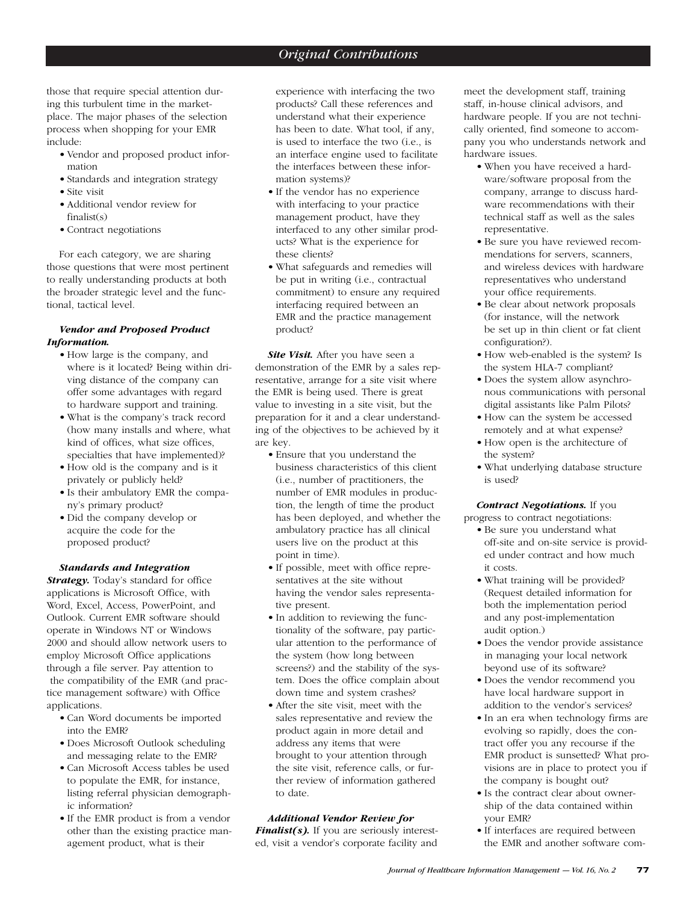those that require special attention during this turbulent time in the marketplace. The major phases of the selection process when shopping for your EMR include:

- Vendor and proposed product information
- Standards and integration strategy
- Site visit
- Additional vendor review for finalist(s)
- Contract negotiations

For each category, we are sharing those questions that were most pertinent to really understanding products at both the broader strategic level and the functional, tactical level.

***Vendor and Proposed Product Information.***

- How large is the company, and where is it located? Being within driving distance of the company can offer some advantages with regard to hardware support and training.
- What is the company's track record (how many installs and where, what kind of offices, what size offices, specialties that have implemented)?
- How old is the company and is it privately or publicly held?
- Is their ambulatory EMR the company's primary product?
- Did the company develop or acquire the code for the proposed product?

***Standards and Integration Strategy.*** Today's standard for office applications is Microsoft Office, with Word, Excel, Access, PowerPoint, and Outlook. Current EMR software should operate in Windows NT or Windows 2000 and should allow network users to employ Microsoft Office applications through a file server. Pay attention to the compatibility of the EMR (and practice management software) with Office applications.

- Can Word documents be imported into the EMR?
- Does Microsoft Outlook scheduling and messaging relate to the EMR?
- Can Microsoft Access tables be used to populate the EMR, for instance, listing referral physician demographic information?
- If the EMR product is from a vendor other than the existing practice management product, what is their experience with interfacing the two products? Call these references and understand what their experience has been to date. What tool, if any, is used to interface the two (i.e., is an interface engine used to facilitate the interfaces between these information systems)?
- If the vendor has no experience with interfacing to your practice management product, have they interfaced to any other similar products? What is the experience for these clients?
- What safeguards and remedies will be put in writing (i.e., contractual commitment) to ensure any required interfacing required between an EMR and the practice management product?

***Site Visit.*** After you have seen a demonstration of the EMR by a sales representative, arrange for a site visit where the EMR is being used. There is great value to investing in a site visit, but the preparation for it and a clear understanding of the objectives to be achieved by it are key.

- Ensure that you understand the business characteristics of this client (i.e., number of practitioners, the number of EMR modules in production, the length of time the product has been deployed, and whether the ambulatory practice has all clinical users live on the product at this point in time).
- If possible, meet with office representatives at the site without having the vendor sales representative present.
- In addition to reviewing the functionality of the software, pay particular attention to the performance of the system (how long between screens?) and the stability of the system. Does the office complain about down time and system crashes?
- After the site visit, meet with the sales representative and review the product again in more detail and address any items that were brought to your attention through the site visit, reference calls, or further review of information gathered to date.

***Additional Vendor Review for Finalist(s).*** If you are seriously interested, visit a vendor's corporate facility and meet the development staff, training staff, in-house clinical advisors, and hardware people. If you are not technically oriented, find someone to accompany you who understands network and hardware issues.

- When you have received a hardware/software proposal from the company, arrange to discuss hardware recommendations with their technical staff as well as the sales representative.
- Be sure you have reviewed recommendations for servers, scanners, and wireless devices with hardware representatives who understand your office requirements.
- Be clear about network proposals (for instance, will the network be set up in thin client or fat client configuration?).
- How web-enabled is the system? Is the system HLA-7 compliant?
- Does the system allow asynchronous communications with personal digital assistants like Palm Pilots?
- How can the system be accessed remotely and at what expense?
- How open is the architecture of the system?
- What underlying database structure is used?

***Contract Negotiations.*** If you progress to contract negotiations:

- Be sure you understand what off-site and on-site service is provided under contract and how much it costs.
- What training will be provided? (Request detailed information for both the implementation period and any post-implementation audit option.)
- Does the vendor provide assistance in managing your local network beyond use of its software?
- Does the vendor recommend you have local hardware support in addition to the vendor's services?
- In an era when technology firms are evolving so rapidly, does the contract offer you any recourse if the EMR product is sunsetted? What provisions are in place to protect you if the company is bought out?
- Is the contract clear about ownership of the data contained within your EMR?
- If interfaces are required between the EMR and another software com-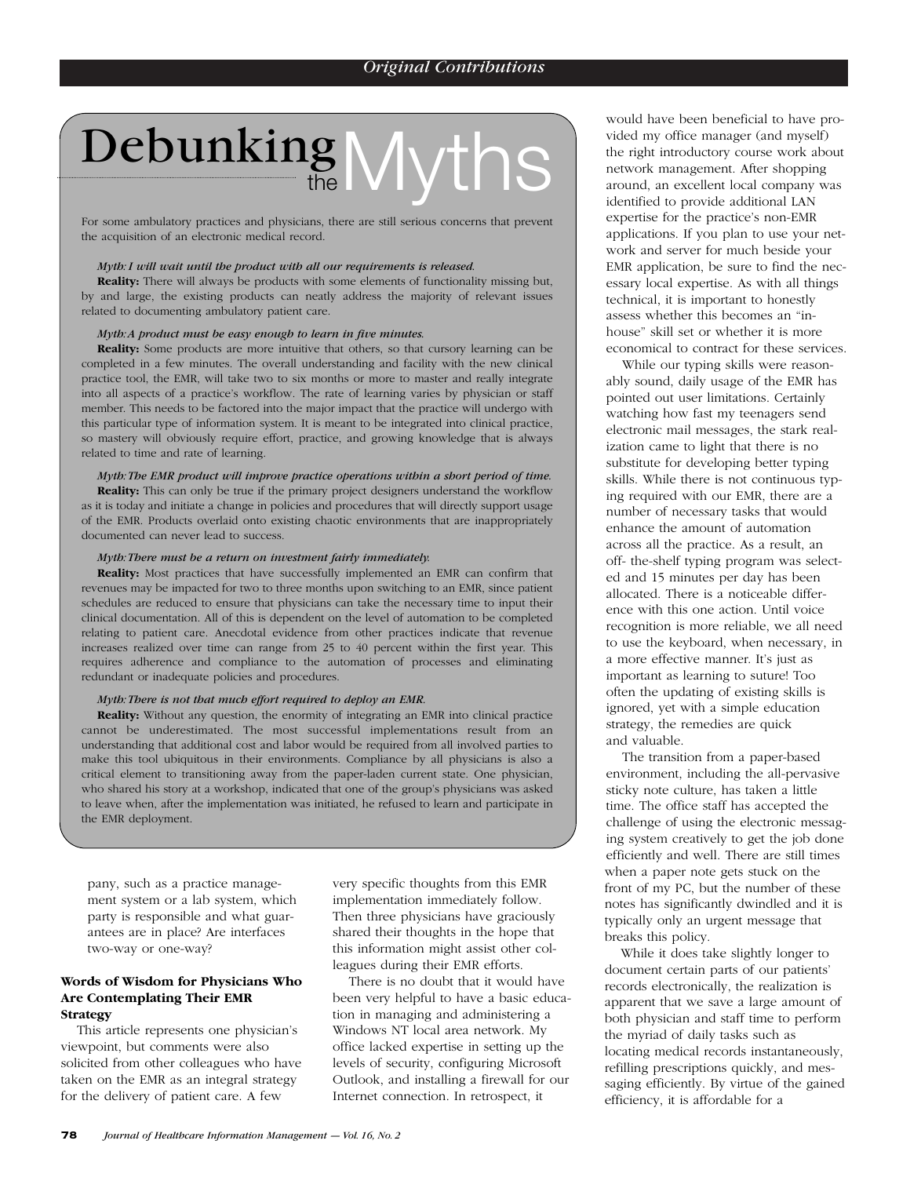# Debunking the Myths

For some ambulatory practices and physicians, there are still serious concerns that prevent the acquisition of an electronic medical record.

*Myth: I will wait until the product with all our requirements is released.*

**Reality:** There will always be products with some elements of functionality missing but, by and large, the existing products can neatly address the majority of relevant issues related to documenting ambulatory patient care.

*Myth: A product must be easy enough to learn in five minutes.*

**Reality:** Some products are more intuitive that others, so that cursory learning can be completed in a few minutes. The overall understanding and facility with the new clinical practice tool, the EMR, will take two to six months or more to master and really integrate into all aspects of a practice's workflow. The rate of learning varies by physician or staff member. This needs to be factored into the major impact that the practice will undergo with this particular type of information system. It is meant to be integrated into clinical practice, so mastery will obviously require effort, practice, and growing knowledge that is always related to time and rate of learning.

*Myth: The EMR product will improve practice operations within a short period of time.*

**Reality:** This can only be true if the primary project designers understand the workflow as it is today and initiate a change in policies and procedures that will directly support usage of the EMR. Products overlaid onto existing chaotic environments that are inappropriately documented can never lead to success.

*Myth: There must be a return on investment fairly immediately.*

**Reality:** Most practices that have successfully implemented an EMR can confirm that revenues may be impacted for two to three months upon switching to an EMR, since patient schedules are reduced to ensure that physicians can take the necessary time to input their clinical documentation. All of this is dependent on the level of automation to be completed relating to patient care. Anecdotal evidence from other practices indicate that revenue increases realized over time can range from 25 to 40 percent within the first year. This requires adherence and compliance to the automation of processes and eliminating redundant or inadequate policies and procedures.

*Myth: There is not that much effort required to deploy an EMR.*

**Reality:** Without any question, the enormity of integrating an EMR into clinical practice cannot be underestimated. The most successful implementations result from an understanding that additional cost and labor would be required from all involved parties to make this tool ubiquitous in their environments. Compliance by all physicians is also a critical element to transitioning away from the paper-laden current state. One physician, who shared his story at a workshop, indicated that one of the group's physicians was asked to leave when, after the implementation was initiated, he refused to learn and participate in the EMR deployment.

pany, such as a practice management system or a lab system, which party is responsible and what guarantees are in place? Are interfaces two-way or one-way?

### Words of Wisdom for Physicians Who Are Contemplating Their EMR Strategy

This article represents one physician's viewpoint, but comments were also solicited from other colleagues who have taken on the EMR as an integral strategy for the delivery of patient care. A few very specific thoughts from this EMR implementation immediately follow. Then three physicians have graciously shared their thoughts in the hope that this information might assist other colleagues during their EMR efforts.

There is no doubt that it would have been very helpful to have a basic education in managing and administering a Windows NT local area network. My office lacked expertise in setting up the levels of security, configuring Microsoft Outlook, and installing a firewall for our Internet connection. In retrospect, it would have been beneficial to have provided my office manager (and myself) the right introductory course work about network management. After shopping around, an excellent local company was identified to provide additional LAN expertise for the practice's non-EMR applications. If you plan to use your network and server for much beside your EMR application, be sure to find the necessary local expertise. As with all things technical, it is important to honestly assess whether this becomes an "in-house" skill set or whether it is more economical to contract for these services.

While our typing skills were reasonably sound, daily usage of the EMR has pointed out user limitations. Certainly watching how fast my teenagers send electronic mail messages, the stark realization came to light that there is no substitute for developing better typing skills. While there is not continuous typing required with our EMR, there are a number of necessary tasks that would enhance the amount of automation across all the practice. As a result, an off- the-shelf typing program was selected and 15 minutes per day has been allocated. There is a noticeable difference with this one action. Until voice recognition is more reliable, we all need to use the keyboard, when necessary, in a more effective manner. It's just as important as learning to suture! Too often the updating of existing skills is ignored, yet with a simple education strategy, the remedies are quick and valuable.

The transition from a paper-based environment, including the all-pervasive sticky note culture, has taken a little time. The office staff has accepted the challenge of using the electronic messaging system creatively to get the job done efficiently and well. There are still times when a paper note gets stuck on the front of my PC, but the number of these notes has significantly dwindled and it is typically only an urgent message that breaks this policy.

While it does take slightly longer to document certain parts of our patients' records electronically, the realization is apparent that we save a large amount of both physician and staff time to perform the myriad of daily tasks such as locating medical records instantaneously, refilling prescriptions quickly, and messaging efficiently. By virtue of the gained efficiency, it is affordable for a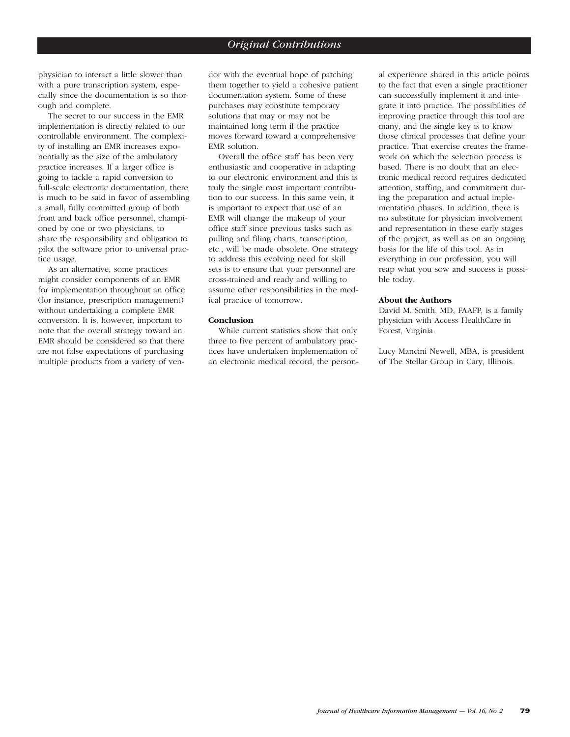physician to interact a little slower than with a pure transcription system, especially since the documentation is so thorough and complete.

The secret to our success in the EMR implementation is directly related to our controllable environment. The complexity of installing an EMR increases exponentially as the size of the ambulatory practice increases. If a larger office is going to tackle a rapid conversion to full-scale electronic documentation, there is much to be said in favor of assembling a small, fully committed group of both front and back office personnel, championed by one or two physicians, to share the responsibility and obligation to pilot the software prior to universal practice usage.

As an alternative, some practices might consider components of an EMR for implementation throughout an office (for instance, prescription management) without undertaking a complete EMR conversion. It is, however, important to note that the overall strategy toward an EMR should be considered so that there are not false expectations of purchasing multiple products from a variety of vendor with the eventual hope of patching them together to yield a cohesive patient documentation system. Some of these purchases may constitute temporary solutions that may or may not be maintained long term if the practice moves forward toward a comprehensive EMR solution.

Overall the office staff has been very enthusiastic and cooperative in adapting to our electronic environment and this is truly the single most important contribution to our success. In this same vein, it is important to expect that use of an EMR will change the makeup of your office staff since previous tasks such as pulling and filing charts, transcription, etc., will be made obsolete. One strategy to address this evolving need for skill sets is to ensure that your personnel are cross-trained and ready and willing to assume other responsibilities in the medical practice of tomorrow.

### Conclusion

While current statistics show that only three to five percent of ambulatory practices have undertaken implementation of an electronic medical record, the personal experience shared in this article points to the fact that even a single practitioner can successfully implement it and integrate it into practice. The possibilities of improving practice through this tool are many, and the single key is to know those clinical processes that define your practice. That exercise creates the framework on which the selection process is based. There is no doubt that an electronic medical record requires dedicated attention, staffing, and commitment during the preparation and actual implementation phases. In addition, there is no substitute for physician involvement and representation in these early stages of the project, as well as on an ongoing basis for the life of this tool. As in everything in our profession, you will reap what you sow and success is possible today.

### About the Authors

David M. Smith, MD, FAAFP, is a family physician with Access HealthCare in Forest, Virginia.

Lucy Mancini Newell, MBA, is president of The Stellar Group in Cary, Illinois.